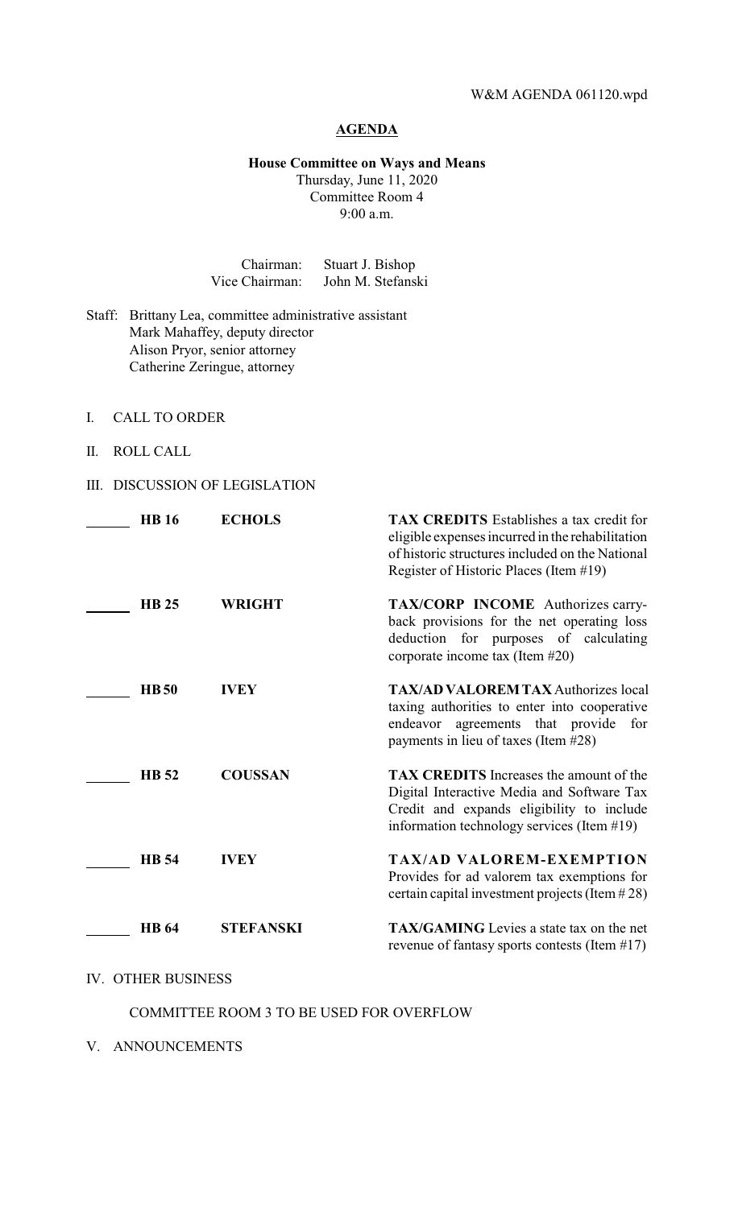W&M AGENDA 061120.wpd

# AGENDA

**House Committee on Ways and Means**
Thursday, June 11, 2020
Committee Room 4
9:00 a.m.

Chairman: Stuart J. Bishop
Vice Chairman: John M. Stefanski

Staff: Brittany Lea, committee administrative assistant
Mark Mahaffey, deputy director
Alison Pryor, senior attorney
Catherine Zeringue, attorney

I. CALL TO ORDER

II. ROLL CALL

III. DISCUSSION OF LEGISLATION

| | Bill | Author | Description |
|---|---|---|---|
| ______ | **HB 16** | **ECHOLS** | **TAX CREDITS** Establishes a tax credit for eligible expenses incurred in the rehabilitation of historic structures included on the National Register of Historic Places (Item #19) |
| ______ | **HB 25** | **WRIGHT** | **TAX/CORP INCOME** Authorizes carry-back provisions for the net operating loss deduction for purposes of calculating corporate income tax (Item #20) |
| ______ | **HB 50** | **IVEY** | **TAX/AD VALOREM TAX** Authorizes local taxing authorities to enter into cooperative endeavor agreements that provide for payments in lieu of taxes (Item #28) |
| ______ | **HB 52** | **COUSSAN** | **TAX CREDITS** Increases the amount of the Digital Interactive Media and Software Tax Credit and expands eligibility to include information technology services (Item #19) |
| ______ | **HB 54** | **IVEY** | **TAX/AD VALOREM-EXEMPTION** Provides for ad valorem tax exemptions for certain capital investment projects (Item # 28) |
| ______ | **HB 64** | **STEFANSKI** | **TAX/GAMING** Levies a state tax on the net revenue of fantasy sports contests (Item #17) |

IV. OTHER BUSINESS

COMMITTEE ROOM 3 TO BE USED FOR OVERFLOW

V. ANNOUNCEMENTS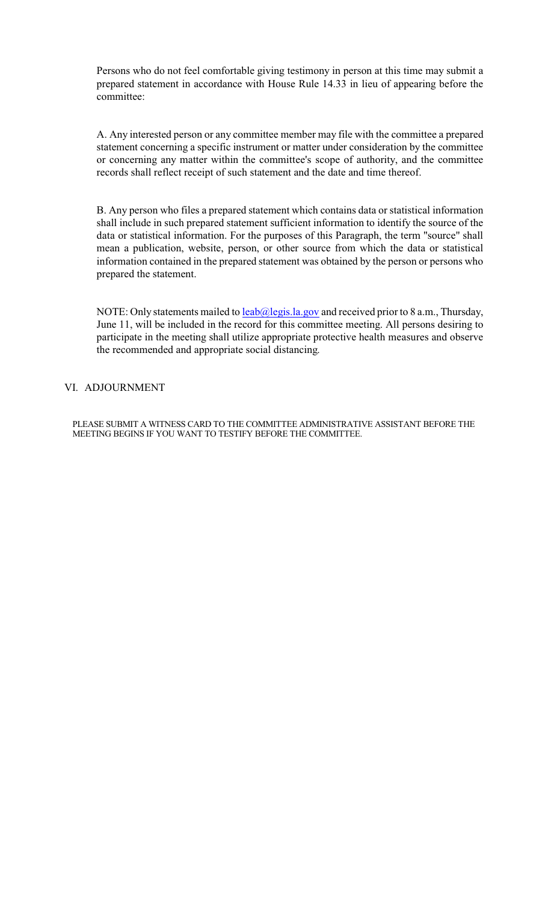Persons who do not feel comfortable giving testimony in person at this time may submit a prepared statement in accordance with House Rule 14.33 in lieu of appearing before the committee:

A. Any interested person or any committee member may file with the committee a prepared statement concerning a specific instrument or matter under consideration by the committee or concerning any matter within the committee's scope of authority, and the committee records shall reflect receipt of such statement and the date and time thereof.

B. Any person who files a prepared statement which contains data or statistical information shall include in such prepared statement sufficient information to identify the source of the data or statistical information. For the purposes of this Paragraph, the term "source" shall mean a publication, website, person, or other source from which the data or statistical information contained in the prepared statement was obtained by the person or persons who prepared the statement.

NOTE: Only statements mailed to leab@legis.la.gov and received prior to 8 a.m., Thursday, June 11, will be included in the record for this committee meeting. All persons desiring to participate in the meeting shall utilize appropriate protective health measures and observe the recommended and appropriate social distancing.

## VI. ADJOURNMENT

PLEASE SUBMIT A WITNESS CARD TO THE COMMITTEE ADMINISTRATIVE ASSISTANT BEFORE THE MEETING BEGINS IF YOU WANT TO TESTIFY BEFORE THE COMMITTEE.